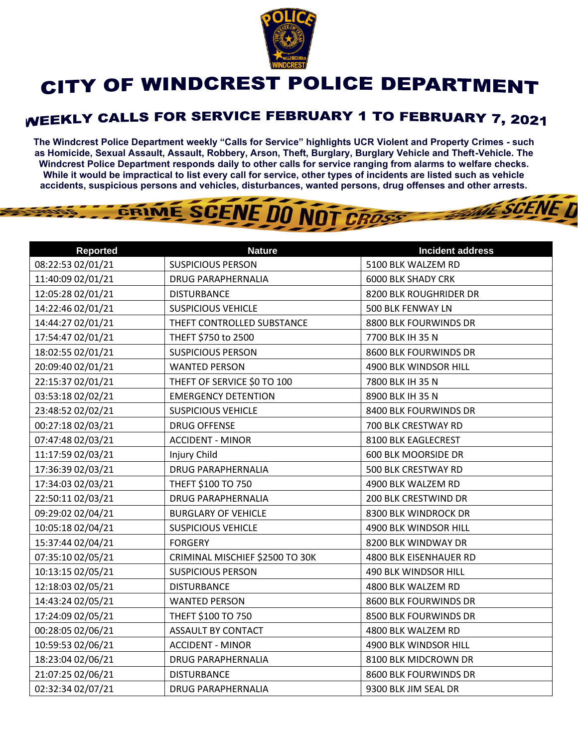# CITY OF WINDCREST POLICE DEPARTMENT

## WEEKLY CALLS FOR SERVICE FEBRUARY 1 TO FEBRUARY 7, 2021

**The Windcrest Police Department weekly "Calls for Service" highlights UCR Violent and Property Crimes - such as Homicide, Sexual Assault, Assault, Robbery, Arson, Theft, Burglary, Burglary Vehicle and Theft-Vehicle. The Windcrest Police Department responds daily to other calls for service ranging from alarms to welfare checks. While it would be impractical to list every call for service, other types of incidents are listed such as vehicle accidents, suspicious persons and vehicles, disturbances, wanted persons, drug offenses and other arrests.**

| Reported | Nature | Incident address |
|---|---|---|
| 08:22:53 02/01/21 | SUSPICIOUS PERSON | 5100 BLK WALZEM RD |
| 11:40:09 02/01/21 | DRUG PARAPHERNALIA | 6000 BLK SHADY CRK |
| 12:05:28 02/01/21 | DISTURBANCE | 8200 BLK ROUGHRIDER DR |
| 14:22:46 02/01/21 | SUSPICIOUS VEHICLE | 500 BLK FENWAY LN |
| 14:44:27 02/01/21 | THEFT CONTROLLED SUBSTANCE | 8800 BLK FOURWINDS DR |
| 17:54:47 02/01/21 | THEFT $750 to 2500 | 7700 BLK IH 35 N |
| 18:02:55 02/01/21 | SUSPICIOUS PERSON | 8600 BLK FOURWINDS DR |
| 20:09:40 02/01/21 | WANTED PERSON | 4900 BLK WINDSOR HILL |
| 22:15:37 02/01/21 | THEFT OF SERVICE $0 TO 100 | 7800 BLK IH 35 N |
| 03:53:18 02/02/21 | EMERGENCY DETENTION | 8900 BLK IH 35 N |
| 23:48:52 02/02/21 | SUSPICIOUS VEHICLE | 8400 BLK FOURWINDS DR |
| 00:27:18 02/03/21 | DRUG OFFENSE | 700 BLK CRESTWAY RD |
| 07:47:48 02/03/21 | ACCIDENT - MINOR | 8100 BLK EAGLECREST |
| 11:17:59 02/03/21 | Injury Child | 600 BLK MOORSIDE DR |
| 17:36:39 02/03/21 | DRUG PARAPHERNALIA | 500 BLK CRESTWAY RD |
| 17:34:03 02/03/21 | THEFT $100 TO 750 | 4900 BLK WALZEM RD |
| 22:50:11 02/03/21 | DRUG PARAPHERNALIA | 200 BLK CRESTWIND DR |
| 09:29:02 02/04/21 | BURGLARY OF VEHICLE | 8300 BLK WINDROCK DR |
| 10:05:18 02/04/21 | SUSPICIOUS VEHICLE | 4900 BLK WINDSOR HILL |
| 15:37:44 02/04/21 | FORGERY | 8200 BLK WINDWAY DR |
| 07:35:10 02/05/21 | CRIMINAL MISCHIEF $2500 TO 30K | 4800 BLK EISENHAUER RD |
| 10:13:15 02/05/21 | SUSPICIOUS PERSON | 490 BLK WINDSOR HILL |
| 12:18:03 02/05/21 | DISTURBANCE | 4800 BLK WALZEM RD |
| 14:43:24 02/05/21 | WANTED PERSON | 8600 BLK FOURWINDS DR |
| 17:24:09 02/05/21 | THEFT $100 TO 750 | 8500 BLK FOURWINDS DR |
| 00:28:05 02/06/21 | ASSAULT BY CONTACT | 4800 BLK WALZEM RD |
| 10:59:53 02/06/21 | ACCIDENT - MINOR | 4900 BLK WINDSOR HILL |
| 18:23:04 02/06/21 | DRUG PARAPHERNALIA | 8100 BLK MIDCROWN DR |
| 21:07:25 02/06/21 | DISTURBANCE | 8600 BLK FOURWINDS DR |
| 02:32:34 02/07/21 | DRUG PARAPHERNALIA | 9300 BLK JIM SEAL DR |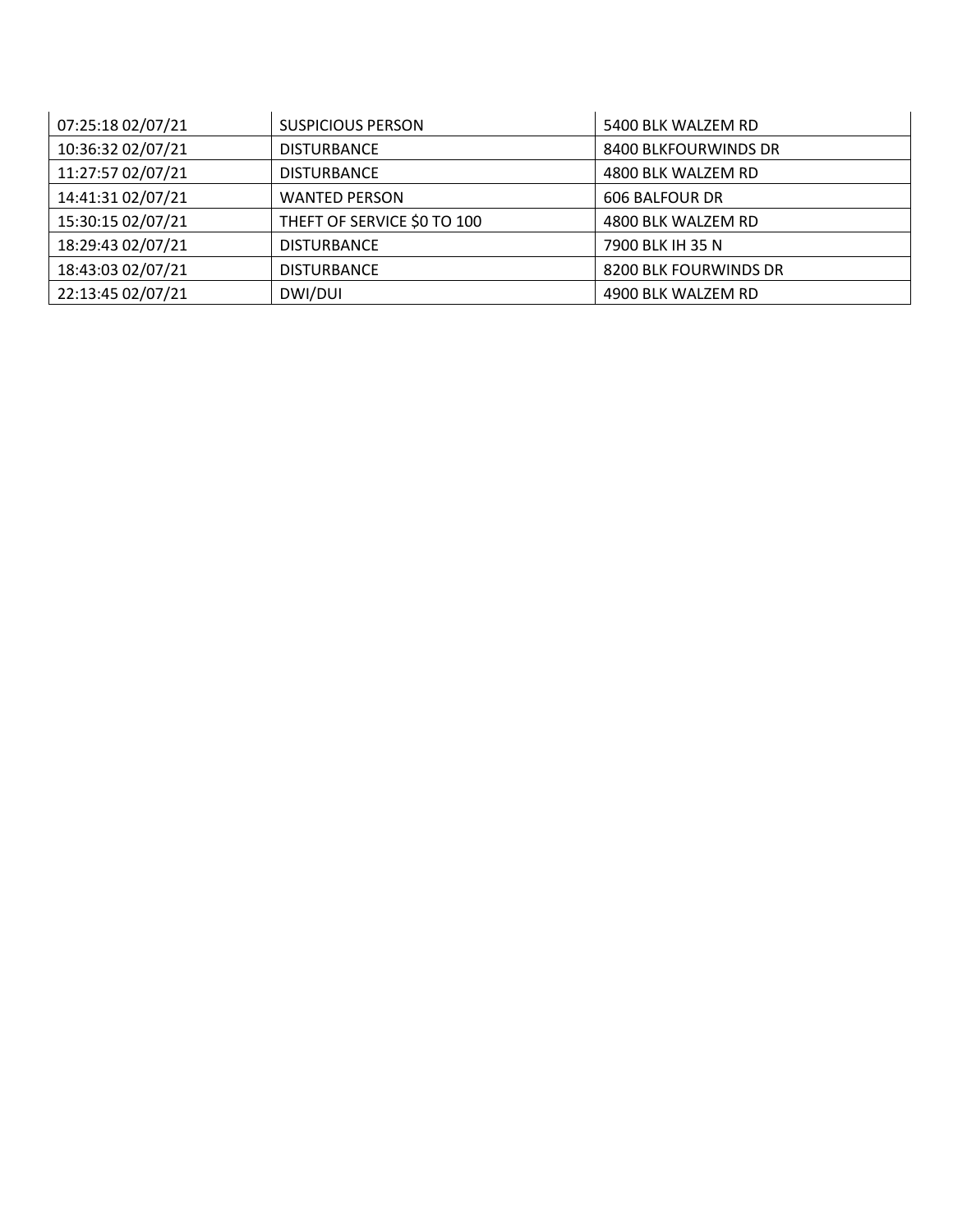| | | |
|---|---|---|
| 07:25:18 02/07/21 | SUSPICIOUS PERSON | 5400 BLK WALZEM RD |
| 10:36:32 02/07/21 | DISTURBANCE | 8400 BLKFOURWINDS DR |
| 11:27:57 02/07/21 | DISTURBANCE | 4800 BLK WALZEM RD |
| 14:41:31 02/07/21 | WANTED PERSON | 606 BALFOUR DR |
| 15:30:15 02/07/21 | THEFT OF SERVICE $0 TO 100 | 4800 BLK WALZEM RD |
| 18:29:43 02/07/21 | DISTURBANCE | 7900 BLK IH 35 N |
| 18:43:03 02/07/21 | DISTURBANCE | 8200 BLK FOURWINDS DR |
| 22:13:45 02/07/21 | DWI/DUI | 4900 BLK WALZEM RD |